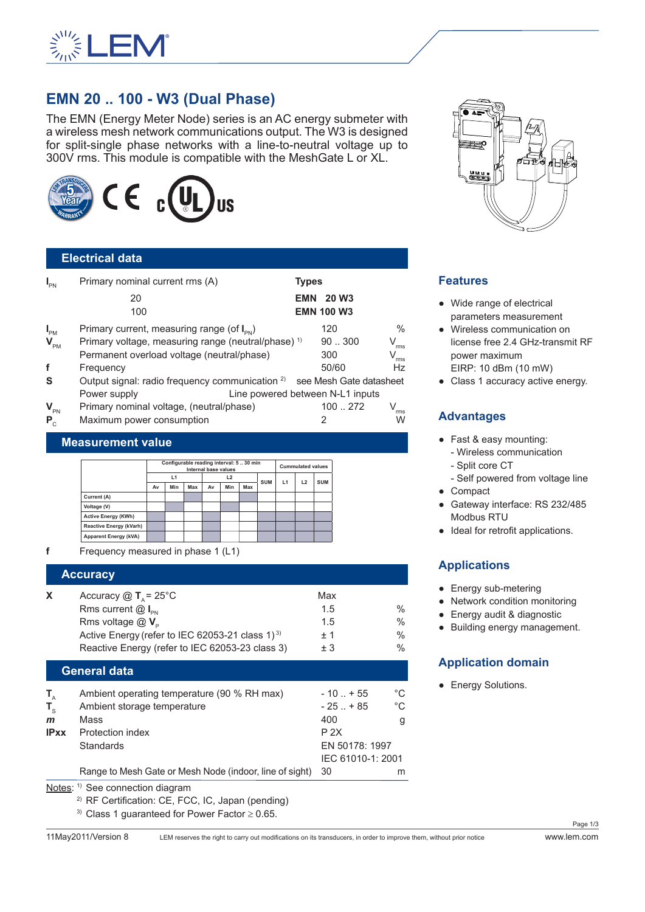# EMN 20 .. 100 - W3 (Dual Phase)

The EMN (Energy Meter Node) series is an AC energy submeter with a wireless mesh network communications output. The W3 is designed for split-single phase networks with a line-to-neutral voltage up to 300V rms. This module is compatible with the MeshGate L or XL.

## Electrical data

| | | | |
|---|---|---|---|
| $I_{PN}$ | Primary nominal current rms (A) | **Types** | |
| | 20 | **EMN 20 W3** | |
| | 100 | **EMN 100 W3** | |
| $I_{PM}$ | Primary current, measuring range (of $I_{PN}$) | 120 | % |
| $V_{PM}$ | Primary voltage, measuring range (neutral/phase) [1] | 90 .. 300 | $V_{rms}$ |
| | Permanent overload voltage (neutral/phase) | 300 | $V_{rms}$ |
| f | Frequency | 50/60 | Hz |
| S | Output signal: radio frequency communication [2] | see Mesh Gate datasheet | |
| | Power supply | Line powered between N-L1 inputs | |
| $V_{PN}$ | Primary nominal voltage, (neutral/phase) | 100 .. 272 | $V_{rms}$ |
| $P_C$ | Maximum power consumption | 2 | W |

## Measurement value

| | Configurable reading interval: 5 .. 30 min Internal base values | | | | | | | Cummulated values | | |
|---|---|---|---|---|---|---|---|---|---|---|
| | L1 | | | L2 | | | SUM | L1 | L2 | SUM |
| | Av | Min | Max | Av | Min | Max | | | | |
| Current (A) | | | | | | | | | | |
| Voltage (V) | | | | | | | | | | |
| Active Energy (KWh) | | | | | | | | | | |
| Reactive Energy (kVarh) | | | | | | | | | | |
| Apparent Energy (kVA) | | | | | | | | | | |

f — Frequency measured in phase 1 (L1)

## Accuracy

| | | | |
|---|---|---|---|
| X | Accuracy @ $T_A$ = 25°C | Max | |
| | Rms current @ $I_{PN}$ | 1.5 | % |
| | Rms voltage @ $V_P$ | 1.5 | % |
| | Active Energy (refer to IEC 62053-21 class 1) [3] | ± 1 | % |
| | Reactive Energy (refer to IEC 62053-23 class 3) | ± 3 | % |

## General data

| | | | |
|---|---|---|---|
| $T_A$ | Ambient operating temperature (90 % RH max) | - 10 .. + 55 | °C |
| $T_S$ | Ambient storage temperature | - 25 .. + 85 | °C |
| *m* | Mass | 400 | g |
| IPxx | Protection index | P 2X | |
| | Standards | EN 50178: 1997 IEC 61010-1: 2001 | |
| | Range to Mesh Gate or Mesh Node (indoor, line of sight) | 30 | m |

Notes:
[1] See connection diagram
[2] RF Certification: CE, FCC, IC, Japan (pending)
[3] Class 1 guaranteed for Power Factor ≥ 0.65.

## Features

- Wide range of electrical parameters measurement
- Wireless communication on license free 2.4 GHz-transmit RF power maximum EIRP: 10 dBm (10 mW)
- Class 1 accuracy active energy.

## Advantages

- Fast & easy mounting:
  - Wireless communication
  - Split core CT
  - Self powered from voltage line
- Compact
- Gateway interface: RS 232/485 Modbus RTU
- Ideal for retrofit applications.

## Applications

- Energy sub-metering
- Network condition monitoring
- Energy audit & diagnostic
- Building energy management.

## Application domain

- Energy Solutions.

11May2011/Version 8 — LEM reserves the right to carry out modifications on its transducers, in order to improve them, without prior notice — www.lem.com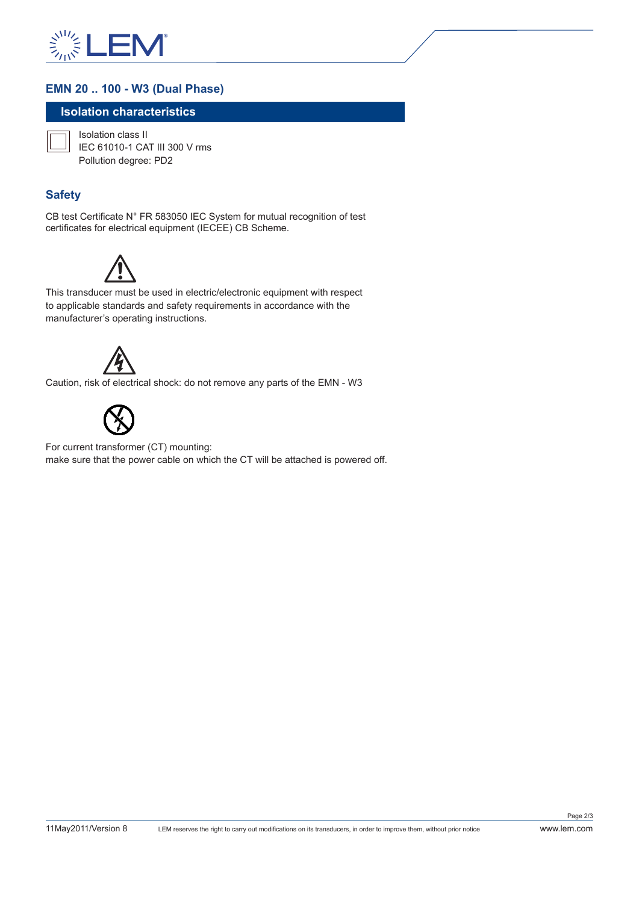## EMN 20 .. 100 - W3 (Dual Phase)

### Isolation characteristics

Isolation class II
IEC 61010-1 CAT III 300 V rms
Pollution degree: PD2

### Safety

CB test Certificate N° FR 583050 IEC System for mutual recognition of test certificates for electrical equipment (IECEE) CB Scheme.

This transducer must be used in electric/electronic equipment with respect to applicable standards and safety requirements in accordance with the manufacturer's operating instructions.

Caution, risk of electrical shock: do not remove any parts of the EMN - W3

For current transformer (CT) mounting:
make sure that the power cable on which the CT will be attached is powered off.

11May2011/Version 8 LEM reserves the right to carry out modifications on its transducers, in order to improve them, without prior notice www.lem.com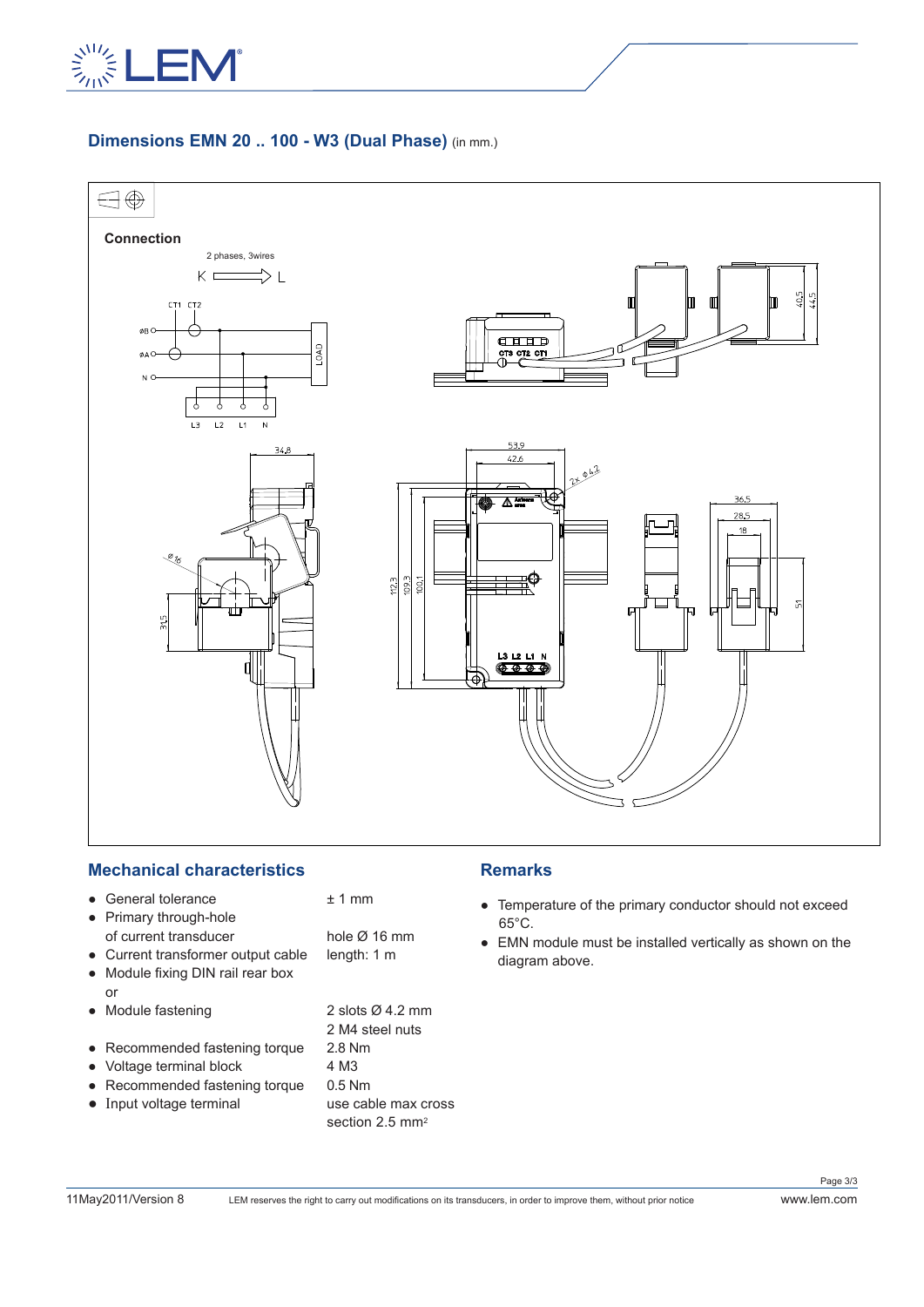## Dimensions EMN 20 .. 100 - W3 (Dual Phase) (in mm.)

**Connection**

2 phases, 3wires

K ⟹ L

CT1 CT2

ØB
ØA
N

LOAD

L3 L2 L1 N

34,8

Ø16

31,5

53,9
42,6

2x Ø4,2

112,3
109,3
100,1

L3 L2 L1 N

CT3 CT2 CT1

36,5
28,5
18

51

40,5
44,5

## Mechanical characteristics

| | |
|---|---|
| ● General tolerance | ± 1 mm |
| ● Primary through-hole of current transducer | hole Ø 16 mm |
| ● Current transformer output cable | length: 1 m |
| ● Module fixing DIN rail rear box or | |
| ● Module fastening | 2 slots Ø 4.2 mm<br>2 M4 steel nuts |
| ● Recommended fastening torque | 2.8 Nm |
| ● Voltage terminal block | 4 M3 |
| ● Recommended fastening torque | 0.5 Nm |
| ● Input voltage terminal | use cable max cross section 2.5 mm² |

## Remarks

- Temperature of the primary conductor should not exceed 65°C.
- EMN module must be installed vertically as shown on the diagram above.

11May2011/Version 8 LEM reserves the right to carry out modifications on its transducers, in order to improve them, without prior notice www.lem.com